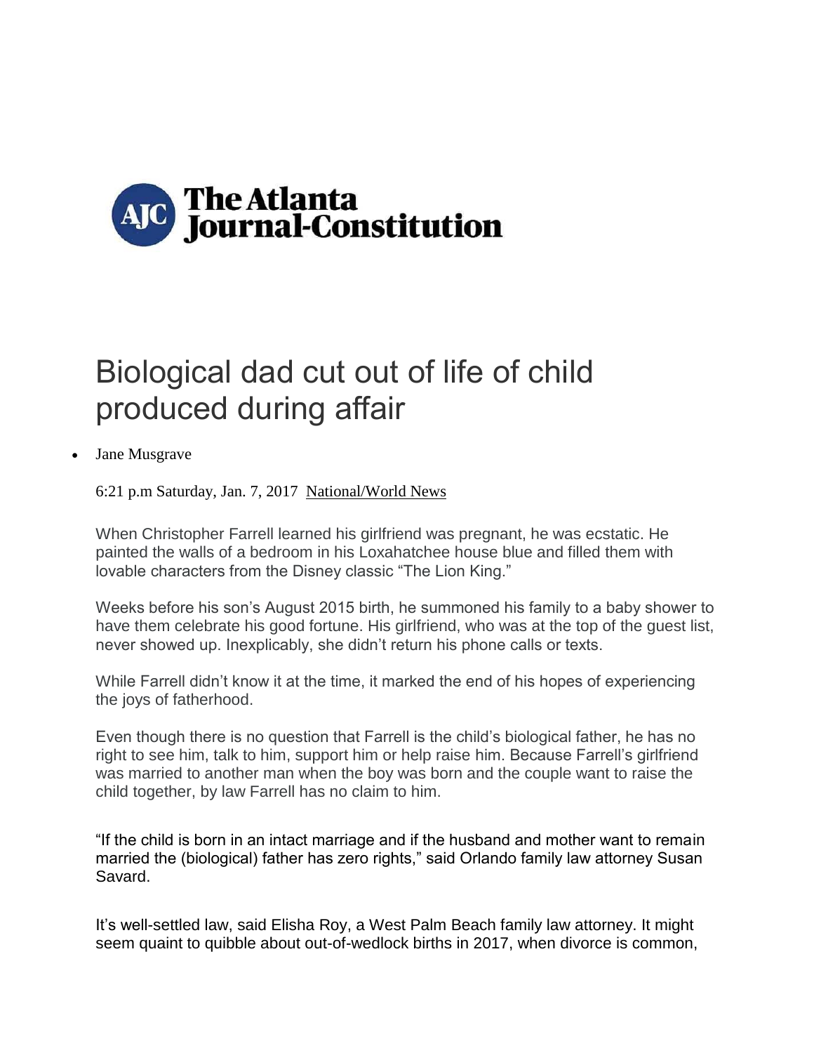The Atlanta Journal-Constitution

# Biological dad cut out of life of child produced during affair

- Jane Musgrave

6:21 p.m Saturday, Jan. 7, 2017 National/World News

When Christopher Farrell learned his girlfriend was pregnant, he was ecstatic. He painted the walls of a bedroom in his Loxahatchee house blue and filled them with lovable characters from the Disney classic "The Lion King."

Weeks before his son's August 2015 birth, he summoned his family to a baby shower to have them celebrate his good fortune. His girlfriend, who was at the top of the guest list, never showed up. Inexplicably, she didn't return his phone calls or texts.

While Farrell didn't know it at the time, it marked the end of his hopes of experiencing the joys of fatherhood.

Even though there is no question that Farrell is the child's biological father, he has no right to see him, talk to him, support him or help raise him. Because Farrell's girlfriend was married to another man when the boy was born and the couple want to raise the child together, by law Farrell has no claim to him.

"If the child is born in an intact marriage and if the husband and mother want to remain married the (biological) father has zero rights," said Orlando family law attorney Susan Savard.

It's well-settled law, said Elisha Roy, a West Palm Beach family law attorney. It might seem quaint to quibble about out-of-wedlock births in 2017, when divorce is common,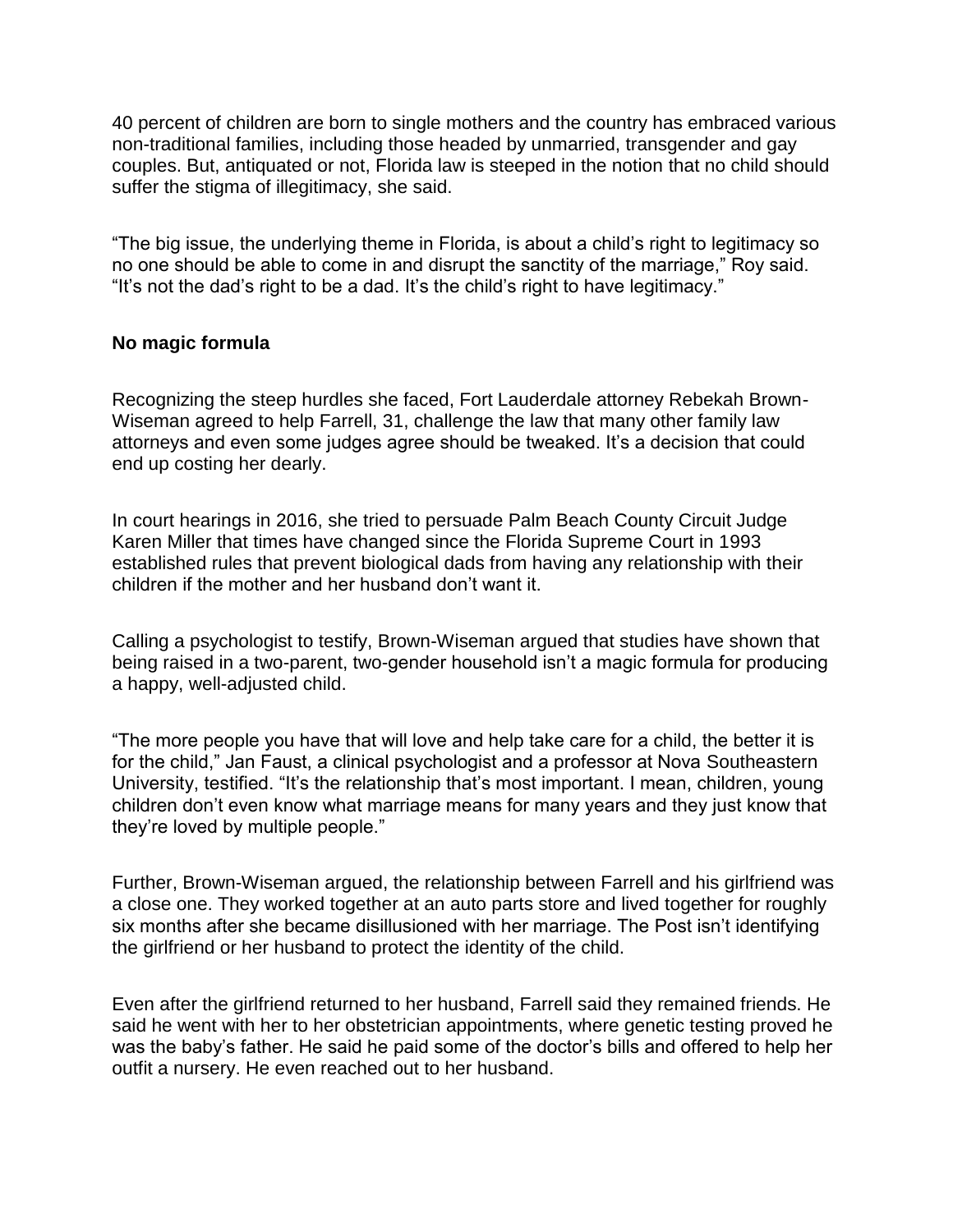40 percent of children are born to single mothers and the country has embraced various non-traditional families, including those headed by unmarried, transgender and gay couples. But, antiquated or not, Florida law is steeped in the notion that no child should suffer the stigma of illegitimacy, she said.

"The big issue, the underlying theme in Florida, is about a child's right to legitimacy so no one should be able to come in and disrupt the sanctity of the marriage," Roy said. "It's not the dad's right to be a dad. It's the child's right to have legitimacy."

**No magic formula**

Recognizing the steep hurdles she faced, Fort Lauderdale attorney Rebekah Brown-Wiseman agreed to help Farrell, 31, challenge the law that many other family law attorneys and even some judges agree should be tweaked. It's a decision that could end up costing her dearly.

In court hearings in 2016, she tried to persuade Palm Beach County Circuit Judge Karen Miller that times have changed since the Florida Supreme Court in 1993 established rules that prevent biological dads from having any relationship with their children if the mother and her husband don't want it.

Calling a psychologist to testify, Brown-Wiseman argued that studies have shown that being raised in a two-parent, two-gender household isn't a magic formula for producing a happy, well-adjusted child.

"The more people you have that will love and help take care for a child, the better it is for the child," Jan Faust, a clinical psychologist and a professor at Nova Southeastern University, testified. "It's the relationship that's most important. I mean, children, young children don't even know what marriage means for many years and they just know that they're loved by multiple people."

Further, Brown-Wiseman argued, the relationship between Farrell and his girlfriend was a close one. They worked together at an auto parts store and lived together for roughly six months after she became disillusioned with her marriage. The Post isn't identifying the girlfriend or her husband to protect the identity of the child.

Even after the girlfriend returned to her husband, Farrell said they remained friends. He said he went with her to her obstetrician appointments, where genetic testing proved he was the baby's father. He said he paid some of the doctor's bills and offered to help her outfit a nursery. He even reached out to her husband.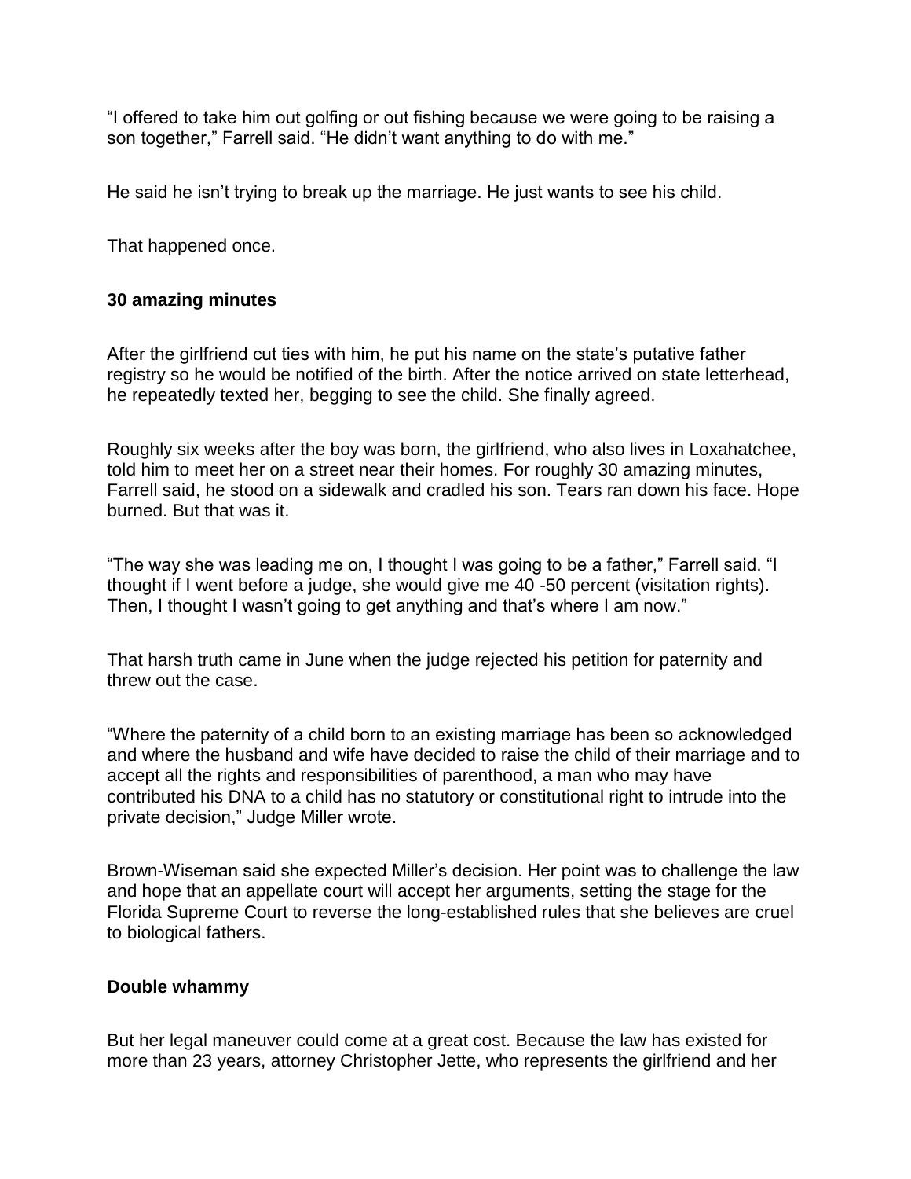"I offered to take him out golfing or out fishing because we were going to be raising a son together," Farrell said. "He didn't want anything to do with me."

He said he isn't trying to break up the marriage. He just wants to see his child.

That happened once.

**30 amazing minutes**

After the girlfriend cut ties with him, he put his name on the state's putative father registry so he would be notified of the birth. After the notice arrived on state letterhead, he repeatedly texted her, begging to see the child. She finally agreed.

Roughly six weeks after the boy was born, the girlfriend, who also lives in Loxahatchee, told him to meet her on a street near their homes. For roughly 30 amazing minutes, Farrell said, he stood on a sidewalk and cradled his son. Tears ran down his face. Hope burned. But that was it.

"The way she was leading me on, I thought I was going to be a father," Farrell said. "I thought if I went before a judge, she would give me 40 -50 percent (visitation rights). Then, I thought I wasn't going to get anything and that's where I am now."

That harsh truth came in June when the judge rejected his petition for paternity and threw out the case.

"Where the paternity of a child born to an existing marriage has been so acknowledged and where the husband and wife have decided to raise the child of their marriage and to accept all the rights and responsibilities of parenthood, a man who may have contributed his DNA to a child has no statutory or constitutional right to intrude into the private decision," Judge Miller wrote.

Brown-Wiseman said she expected Miller's decision. Her point was to challenge the law and hope that an appellate court will accept her arguments, setting the stage for the Florida Supreme Court to reverse the long-established rules that she believes are cruel to biological fathers.

**Double whammy**

But her legal maneuver could come at a great cost. Because the law has existed for more than 23 years, attorney Christopher Jette, who represents the girlfriend and her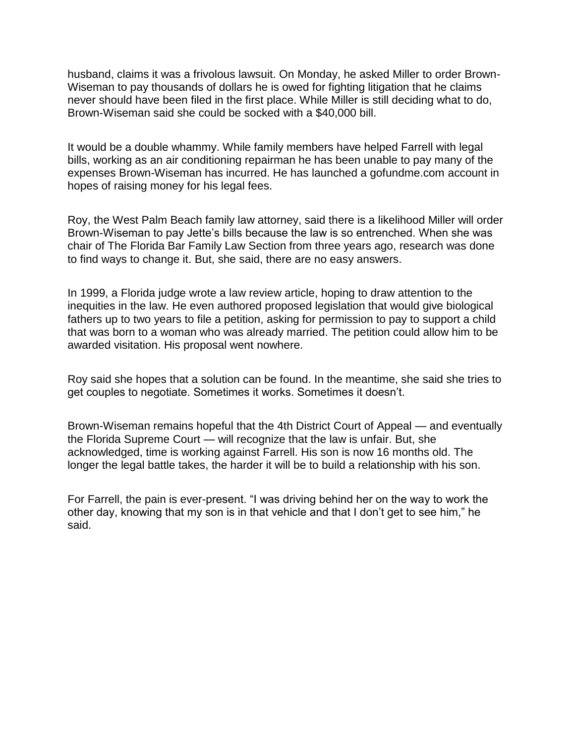husband, claims it was a frivolous lawsuit. On Monday, he asked Miller to order Brown-Wiseman to pay thousands of dollars he is owed for fighting litigation that he claims never should have been filed in the first place. While Miller is still deciding what to do, Brown-Wiseman said she could be socked with a $40,000 bill.

It would be a double whammy. While family members have helped Farrell with legal bills, working as an air conditioning repairman he has been unable to pay many of the expenses Brown-Wiseman has incurred. He has launched a gofundme.com account in hopes of raising money for his legal fees.

Roy, the West Palm Beach family law attorney, said there is a likelihood Miller will order Brown-Wiseman to pay Jette's bills because the law is so entrenched. When she was chair of The Florida Bar Family Law Section from three years ago, research was done to find ways to change it. But, she said, there are no easy answers.

In 1999, a Florida judge wrote a law review article, hoping to draw attention to the inequities in the law. He even authored proposed legislation that would give biological fathers up to two years to file a petition, asking for permission to pay to support a child that was born to a woman who was already married. The petition could allow him to be awarded visitation. His proposal went nowhere.

Roy said she hopes that a solution can be found. In the meantime, she said she tries to get couples to negotiate. Sometimes it works. Sometimes it doesn't.

Brown-Wiseman remains hopeful that the 4th District Court of Appeal — and eventually the Florida Supreme Court — will recognize that the law is unfair. But, she acknowledged, time is working against Farrell. His son is now 16 months old. The longer the legal battle takes, the harder it will be to build a relationship with his son.

For Farrell, the pain is ever-present. "I was driving behind her on the way to work the other day, knowing that my son is in that vehicle and that I don't get to see him," he said.